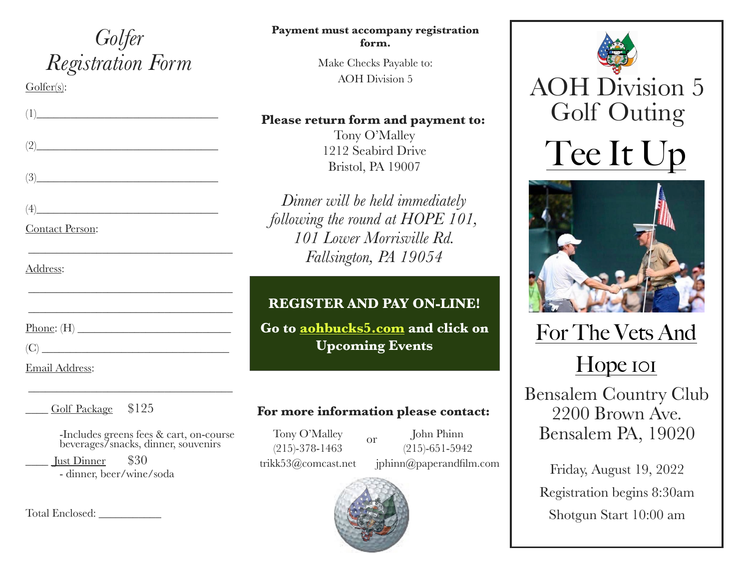# *Golfer Registration Form*

Golfer(s):

(1)________________________________

(2)________________________________

(3)________________________________

(4)________________________________

Contact Person:

____________________________________

Address:

____________________________________

____________________________________

Phone: (H) ___________________________

(C) _________________________________

Email Address:

____________________________________

____ Golf Package $125

-Includes greens fees & cart, on-course beverages/snacks, dinner, souvenirs

____ Just Dinner $30

- dinner, beer/wine/soda

Total Enclosed: ___________

**Payment must accompany registration form.**

Make Checks Payable to:
AOH Division 5

**Please return form and payment to:**
Tony O'Malley
1212 Seabird Drive
Bristol, PA 19007

*Dinner will be held immediately following the round at HOPE 101, 101 Lower Morrisville Rd. Fallsington, PA 19054*

**REGISTER AND PAY ON-LINE!**

**Go to aohbucks5.com and click on Upcoming Events**

**For more information please contact:**

Tony O'Malley
(215)-378-1463
trikk53@comcast.net

or

John Phinn
(215)-651-5942
jphinn@paperandfilm.com

# AOH Division 5 Golf Outing

# Tee It Up

## For The Vets And Hope 101

Bensalem Country Club
2200 Brown Ave.
Bensalem PA, 19020

Friday, August 19, 2022

Registration begins 8:30am

Shotgun Start 10:00 am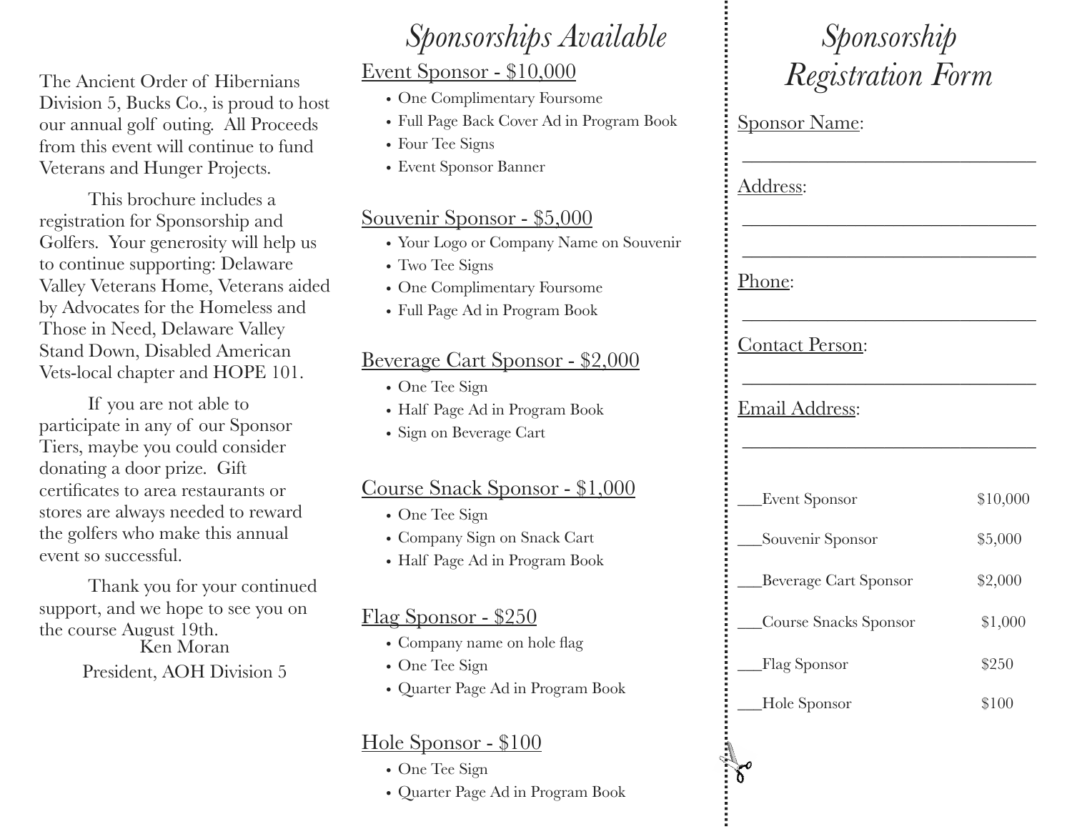The Ancient Order of Hibernians Division 5, Bucks Co., is proud to host our annual golf outing. All Proceeds from this event will continue to fund Veterans and Hunger Projects.

This brochure includes a registration for Sponsorship and Golfers. Your generosity will help us to continue supporting: Delaware Valley Veterans Home, Veterans aided by Advocates for the Homeless and Those in Need, Delaware Valley Stand Down, Disabled American Vets-local chapter and HOPE 101.

If you are not able to participate in any of our Sponsor Tiers, maybe you could consider donating a door prize. Gift certificates to area restaurants or stores are always needed to reward the golfers who make this annual event so successful.

Thank you for your continued support, and we hope to see you on the course August 19th.

Ken Moran
President, AOH Division 5

# *Sponsorships Available*

## Event Sponsor - $10,000

- One Complimentary Foursome
- Full Page Back Cover Ad in Program Book
- Four Tee Signs
- Event Sponsor Banner

## Souvenir Sponsor - $5,000

- Your Logo or Company Name on Souvenir
- Two Tee Signs
- One Complimentary Foursome
- Full Page Ad in Program Book

## Beverage Cart Sponsor - $2,000

- One Tee Sign
- Half Page Ad in Program Book
- Sign on Beverage Cart

## Course Snack Sponsor - $1,000

- One Tee Sign
- Company Sign on Snack Cart
- Half Page Ad in Program Book

## Flag Sponsor - $250

- Company name on hole flag
- One Tee Sign
- Quarter Page Ad in Program Book

## Hole Sponsor - $100

- One Tee Sign
- Quarter Page Ad in Program Book

# *Sponsorship Registration Form*

Sponsor Name:

______________________________

Address:

______________________________

______________________________

Phone:

______________________________

Contact Person:

______________________________

Email Address:

______________________________

___Event Sponsor $10,000

___Souvenir Sponsor $5,000

___Beverage Cart Sponsor $2,000

___Course Snacks Sponsor $1,000

___Flag Sponsor $250

___Hole Sponsor $100